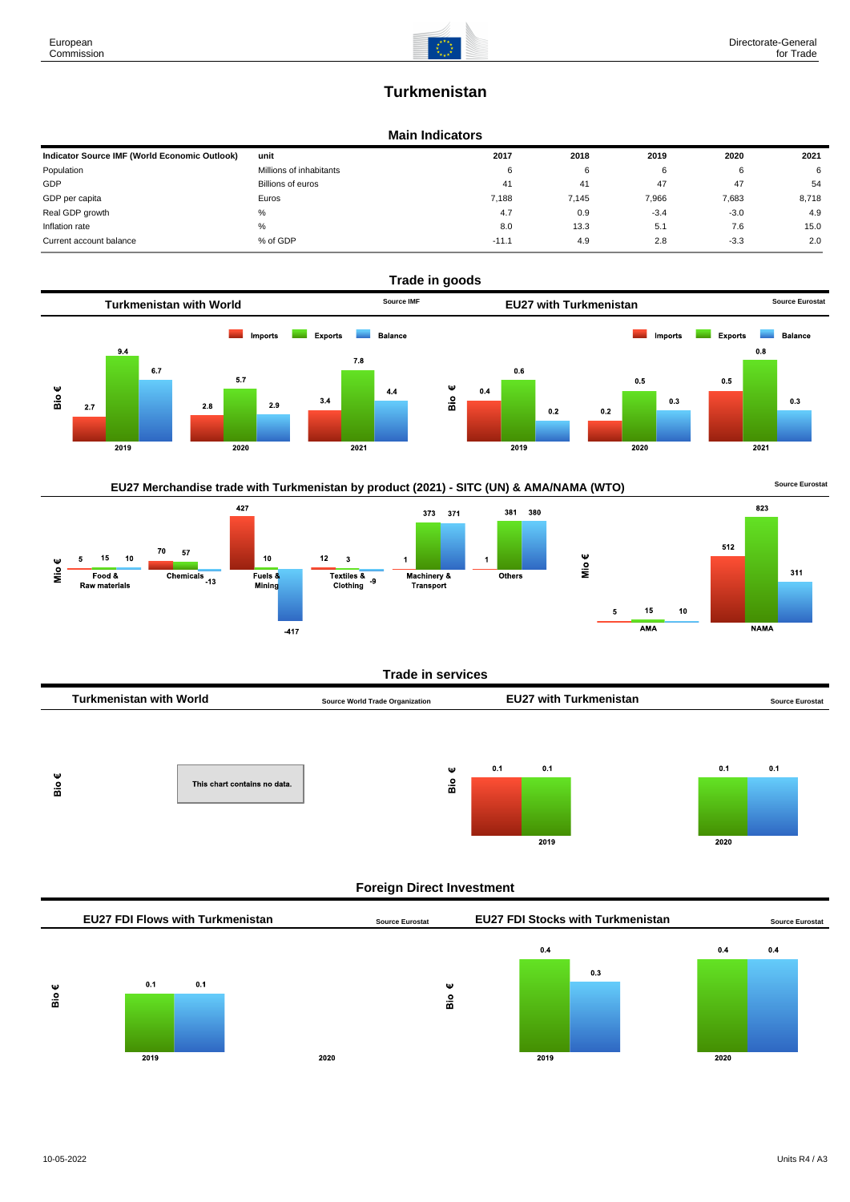# Turkmenistan

## Main Indicators

| Indicator Source IMF (World Economic Outlook) | unit | 2017 | 2018 | 2019 | 2020 | 2021 |
|---|---|---|---|---|---|---|
| Population | Millions of inhabitants | 6 | 6 | 6 | 6 | 6 |
| GDP | Billions of euros | 41 | 41 | 47 | 47 | 54 |
| GDP per capita | Euros | 7,188 | 7,145 | 7,966 | 7,683 | 8,718 |
| Real GDP growth | % | 4.7 | 0.9 | -3.4 | -3.0 | 4.9 |
| Inflation rate | % | 8.0 | 13.3 | 5.1 | 7.6 | 15.0 |
| Current account balance | % of GDP | -11.1 | 4.9 | 2.8 | -3.3 | 2.0 |

## Trade in goods

### Turkmenistan with World

Source IMF

Imports Exports Balance

Bio €

2.7 9.4 6.7
2019

2.8 5.7 2.9
2020

3.4 7.8 4.4
2021

### EU27 with Turkmenistan

Source Eurostat

Imports Exports Balance

Bio €

0.4 0.6 0.2
2019

0.2 0.5 0.3
2020

0.5 0.8 0.3
2021

### EU27 Merchandise trade with Turkmenistan by product (2021) - SITC (UN) & AMA/NAMA (WTO)

Source Eurostat

Mio €

Food & Raw materials: 5 15 10

Chemicals: 70 57 -13

Fuels & Mining: 427 10 -417

Textiles & Clothing: 12 3 -9

Machinery & Transport: 1 373 371

Others: 1 381 380

Mio €

AMA: 5 15 10

NAMA: 512 823 311

## Trade in services

### Turkmenistan with World

Source World Trade Organization

Bio €

This chart contains no data.

### EU27 with Turkmenistan

Source Eurostat

Bio €

0.1 0.1
2019

0.1 0.1
2020

## Foreign Direct Investment

### EU27 FDI Flows with Turkmenistan

Source Eurostat

Bio €

0.1 0.1
2019

2020

### EU27 FDI Stocks with Turkmenistan

Source Eurostat

Bio €

0.4 0.3
2019

0.4 0.4
2020

10-05-2022

Units R4 / A3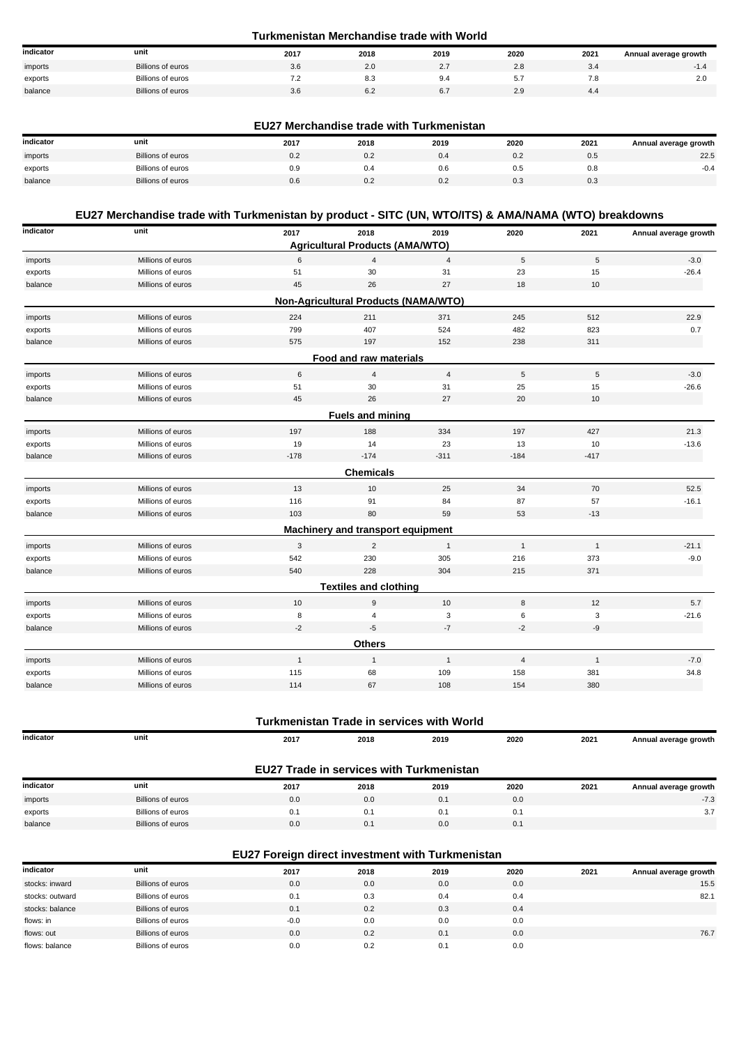### Turkmenistan Merchandise trade with World

| indicator | unit | 2017 | 2018 | 2019 | 2020 | 2021 | Annual average growth |
|---|---|---|---|---|---|---|---|
| imports | Billions of euros | 3.6 | 2.0 | 2.7 | 2.8 | 3.4 | -1.4 |
| exports | Billions of euros | 7.2 | 8.3 | 9.4 | 5.7 | 7.8 | 2.0 |
| balance | Billions of euros | 3.6 | 6.2 | 6.7 | 2.9 | 4.4 | |

### EU27 Merchandise trade with Turkmenistan

| indicator | unit | 2017 | 2018 | 2019 | 2020 | 2021 | Annual average growth |
|---|---|---|---|---|---|---|---|
| imports | Billions of euros | 0.2 | 0.2 | 0.4 | 0.2 | 0.5 | 22.5 |
| exports | Billions of euros | 0.9 | 0.4 | 0.6 | 0.5 | 0.8 | -0.4 |
| balance | Billions of euros | 0.6 | 0.2 | 0.2 | 0.3 | 0.3 | |

### EU27 Merchandise trade with Turkmenistan by product - SITC (UN, WTO/ITS) & AMA/NAMA (WTO) breakdowns

| indicator | unit | 2017 | 2018 | 2019 | 2020 | 2021 | Annual average growth |
|---|---|---|---|---|---|---|---|
| | | | **Agricultural Products (AMA/WTO)** | | | | |
| imports | Millions of euros | 6 | 4 | 4 | 5 | 5 | -3.0 |
| exports | Millions of euros | 51 | 30 | 31 | 23 | 15 | -26.4 |
| balance | Millions of euros | 45 | 26 | 27 | 18 | 10 | |
| | | | **Non-Agricultural Products (NAMA/WTO)** | | | | |
| imports | Millions of euros | 224 | 211 | 371 | 245 | 512 | 22.9 |
| exports | Millions of euros | 799 | 407 | 524 | 482 | 823 | 0.7 |
| balance | Millions of euros | 575 | 197 | 152 | 238 | 311 | |
| | | | **Food and raw materials** | | | | |
| imports | Millions of euros | 6 | 4 | 4 | 5 | 5 | -3.0 |
| exports | Millions of euros | 51 | 30 | 31 | 25 | 15 | -26.6 |
| balance | Millions of euros | 45 | 26 | 27 | 20 | 10 | |
| | | | **Fuels and mining** | | | | |
| imports | Millions of euros | 197 | 188 | 334 | 197 | 427 | 21.3 |
| exports | Millions of euros | 19 | 14 | 23 | 13 | 10 | -13.6 |
| balance | Millions of euros | -178 | -174 | -311 | -184 | -417 | |
| | | | **Chemicals** | | | | |
| imports | Millions of euros | 13 | 10 | 25 | 34 | 70 | 52.5 |
| exports | Millions of euros | 116 | 91 | 84 | 87 | 57 | -16.1 |
| balance | Millions of euros | 103 | 80 | 59 | 53 | -13 | |
| | | | **Machinery and transport equipment** | | | | |
| imports | Millions of euros | 3 | 2 | 1 | 1 | 1 | -21.1 |
| exports | Millions of euros | 542 | 230 | 305 | 216 | 373 | -9.0 |
| balance | Millions of euros | 540 | 228 | 304 | 215 | 371 | |
| | | | **Textiles and clothing** | | | | |
| imports | Millions of euros | 10 | 9 | 10 | 8 | 12 | 5.7 |
| exports | Millions of euros | 8 | 4 | 3 | 6 | 3 | -21.6 |
| balance | Millions of euros | -2 | -5 | -7 | -2 | -9 | |
| | | | **Others** | | | | |
| imports | Millions of euros | 1 | 1 | 1 | 4 | 1 | -7.0 |
| exports | Millions of euros | 115 | 68 | 109 | 158 | 381 | 34.8 |
| balance | Millions of euros | 114 | 67 | 108 | 154 | 380 | |

### Turkmenistan Trade in services with World

| indicator | unit | 2017 | 2018 | 2019 | 2020 | 2021 | Annual average growth |
|---|---|---|---|---|---|---|---|

### EU27 Trade in services with Turkmenistan

| indicator | unit | 2017 | 2018 | 2019 | 2020 | 2021 | Annual average growth |
|---|---|---|---|---|---|---|---|
| imports | Billions of euros | 0.0 | 0.0 | 0.1 | 0.0 | | -7.3 |
| exports | Billions of euros | 0.1 | 0.1 | 0.1 | 0.1 | | 3.7 |
| balance | Billions of euros | 0.0 | 0.1 | 0.0 | 0.1 | | |

### EU27 Foreign direct investment with Turkmenistan

| indicator | unit | 2017 | 2018 | 2019 | 2020 | 2021 | Annual average growth |
|---|---|---|---|---|---|---|---|
| stocks: inward | Billions of euros | 0.0 | 0.0 | 0.0 | 0.0 | | 15.5 |
| stocks: outward | Billions of euros | 0.1 | 0.3 | 0.4 | 0.4 | | 82.1 |
| stocks: balance | Billions of euros | 0.1 | 0.2 | 0.3 | 0.4 | | |
| flows: in | Billions of euros | -0.0 | 0.0 | 0.0 | 0.0 | | |
| flows: out | Billions of euros | 0.0 | 0.2 | 0.1 | 0.0 | | 76.7 |
| flows: balance | Billions of euros | 0.0 | 0.2 | 0.1 | 0.0 | | |